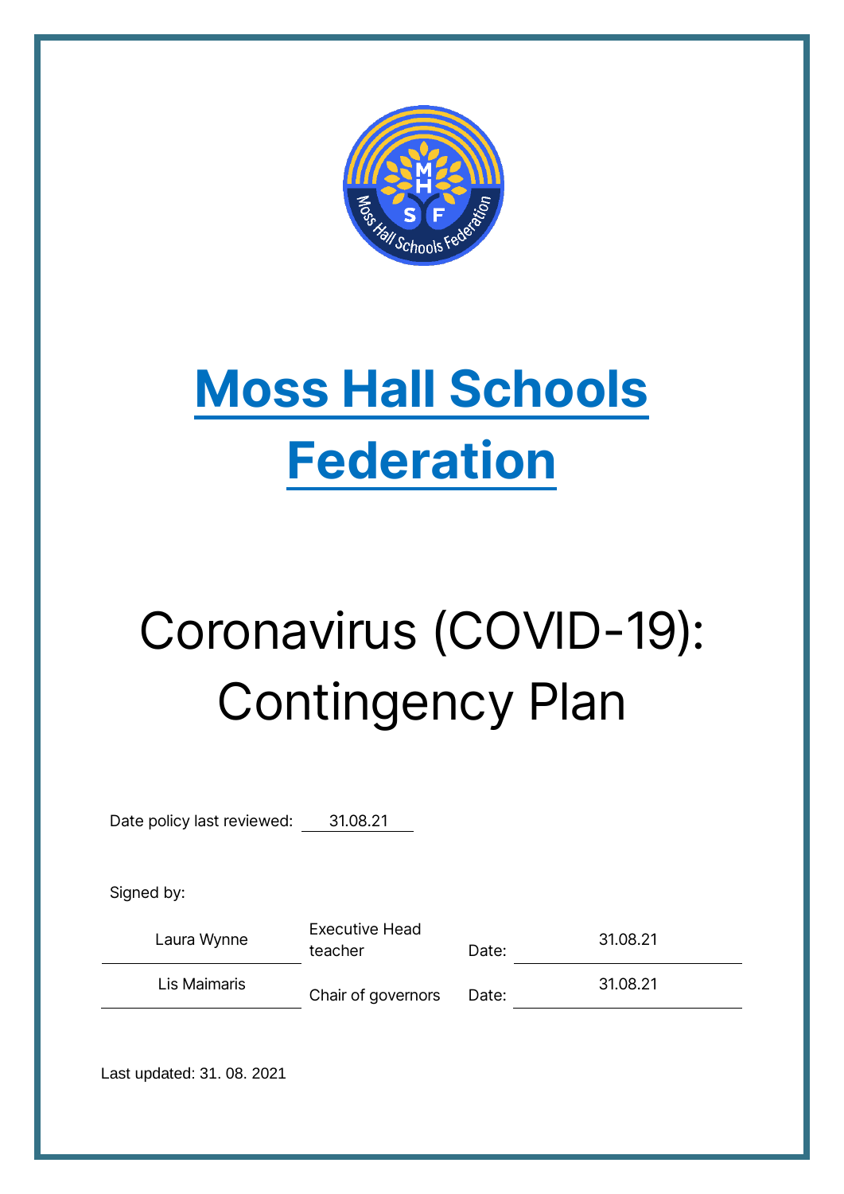# Moss Hall Schools Federation

# Coronavirus (COVID-19): Contingency Plan

Date policy last reviewed: 31.08.21

Signed by:

| | | | |
|---|---|---|---|
| Laura Wynne | Executive Head teacher | Date: | 31.08.21 |
| Lis Maimaris | Chair of governors | Date: | 31.08.21 |

Last updated: 31. 08. 2021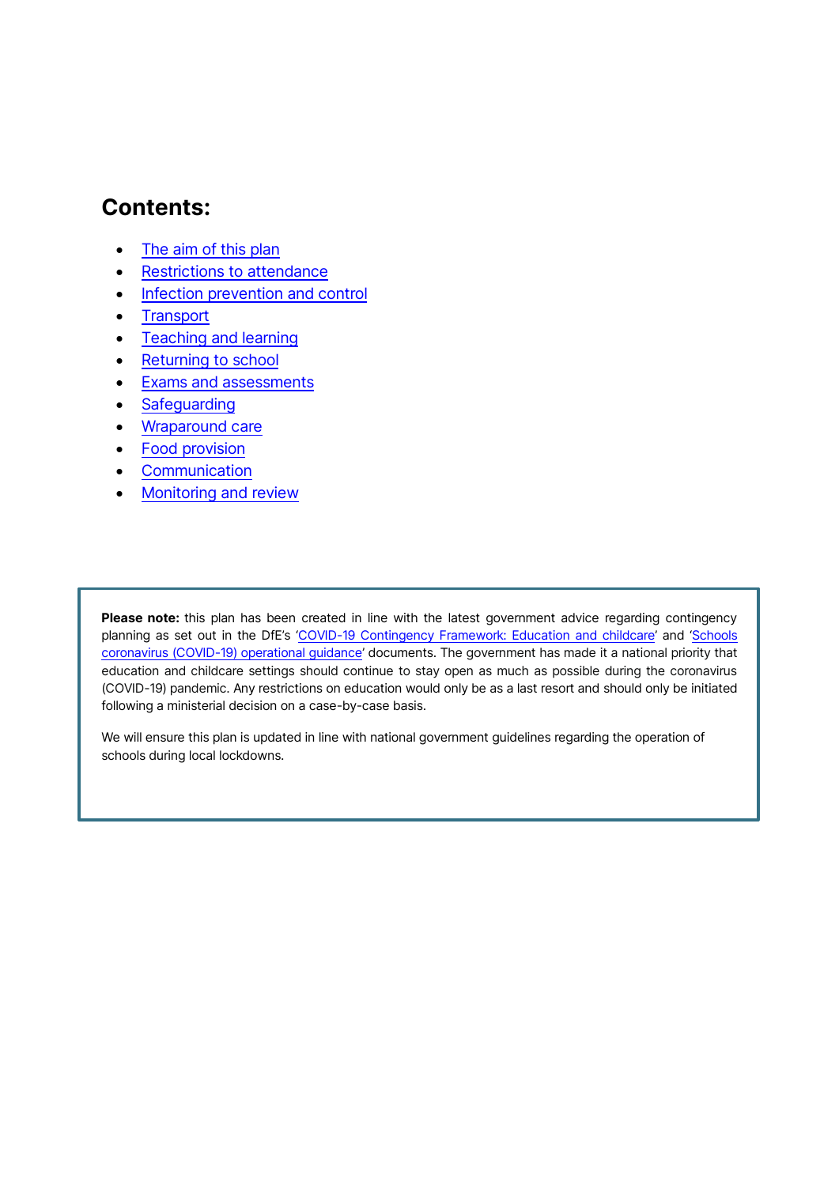## Contents:

- The aim of this plan
- Restrictions to attendance
- Infection prevention and control
- Transport
- Teaching and learning
- Returning to school
- Exams and assessments
- Safeguarding
- Wraparound care
- Food provision
- Communication
- Monitoring and review

**Please note:** this plan has been created in line with the latest government advice regarding contingency planning as set out in the DfE's 'COVID-19 Contingency Framework: Education and childcare' and 'Schools coronavirus (COVID-19) operational guidance' documents. The government has made it a national priority that education and childcare settings should continue to stay open as much as possible during the coronavirus (COVID-19) pandemic. Any restrictions on education would only be as a last resort and should only be initiated following a ministerial decision on a case-by-case basis.

We will ensure this plan is updated in line with national government guidelines regarding the operation of schools during local lockdowns.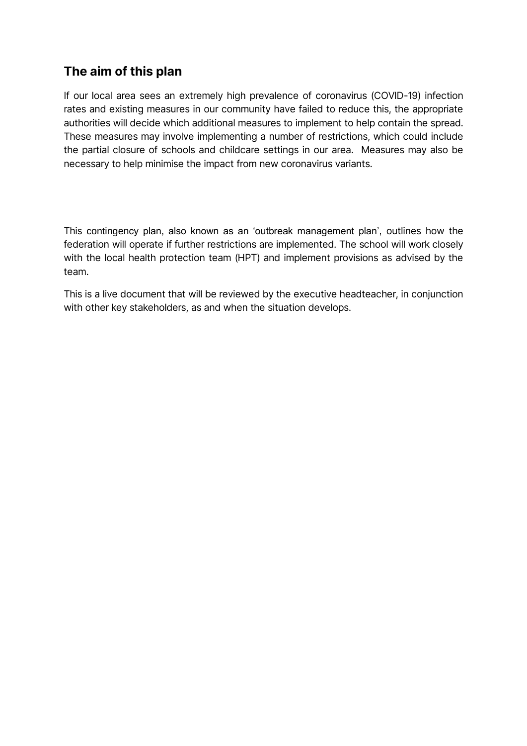## The aim of this plan

If our local area sees an extremely high prevalence of coronavirus (COVID-19) infection rates and existing measures in our community have failed to reduce this, the appropriate authorities will decide which additional measures to implement to help contain the spread. These measures may involve implementing a number of restrictions, which could include the partial closure of schools and childcare settings in our area. Measures may also be necessary to help minimise the impact from new coronavirus variants.

This contingency plan, also known as an 'outbreak management plan', outlines how the federation will operate if further restrictions are implemented. The school will work closely with the local health protection team (HPT) and implement provisions as advised by the team.

This is a live document that will be reviewed by the executive headteacher, in conjunction with other key stakeholders, as and when the situation develops.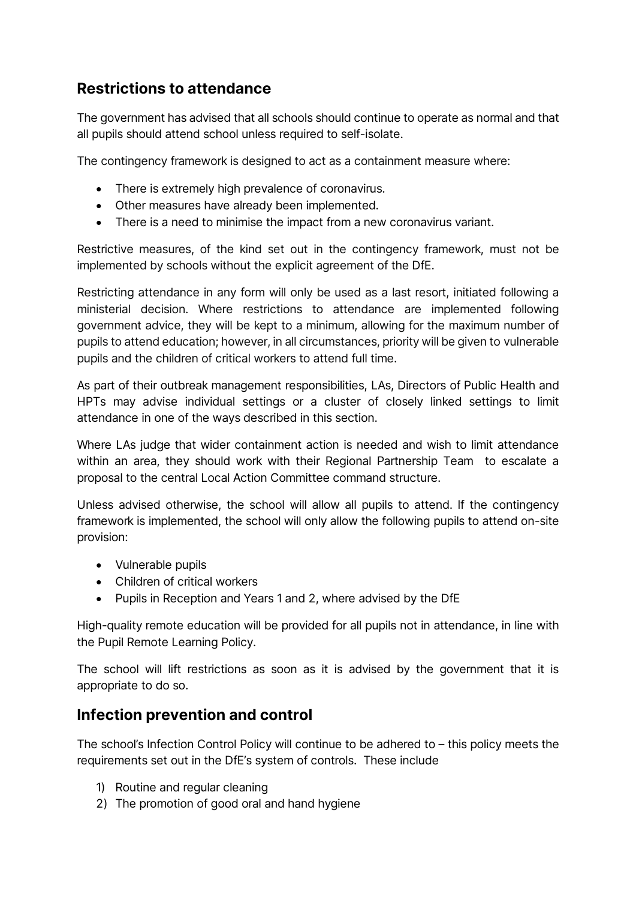## Restrictions to attendance

The government has advised that all schools should continue to operate as normal and that all pupils should attend school unless required to self-isolate.

The contingency framework is designed to act as a containment measure where:

- There is extremely high prevalence of coronavirus.
- Other measures have already been implemented.
- There is a need to minimise the impact from a new coronavirus variant.

Restrictive measures, of the kind set out in the contingency framework, must not be implemented by schools without the explicit agreement of the DfE.

Restricting attendance in any form will only be used as a last resort, initiated following a ministerial decision. Where restrictions to attendance are implemented following government advice, they will be kept to a minimum, allowing for the maximum number of pupils to attend education; however, in all circumstances, priority will be given to vulnerable pupils and the children of critical workers to attend full time.

As part of their outbreak management responsibilities, LAs, Directors of Public Health and HPTs may advise individual settings or a cluster of closely linked settings to limit attendance in one of the ways described in this section.

Where LAs judge that wider containment action is needed and wish to limit attendance within an area, they should work with their Regional Partnership Team to escalate a proposal to the central Local Action Committee command structure.

Unless advised otherwise, the school will allow all pupils to attend. If the contingency framework is implemented, the school will only allow the following pupils to attend on-site provision:

- Vulnerable pupils
- Children of critical workers
- Pupils in Reception and Years 1 and 2, where advised by the DfE

High-quality remote education will be provided for all pupils not in attendance, in line with the Pupil Remote Learning Policy.

The school will lift restrictions as soon as it is advised by the government that it is appropriate to do so.

## Infection prevention and control

The school's Infection Control Policy will continue to be adhered to – this policy meets the requirements set out in the DfE's system of controls. These include

1) Routine and regular cleaning
2) The promotion of good oral and hand hygiene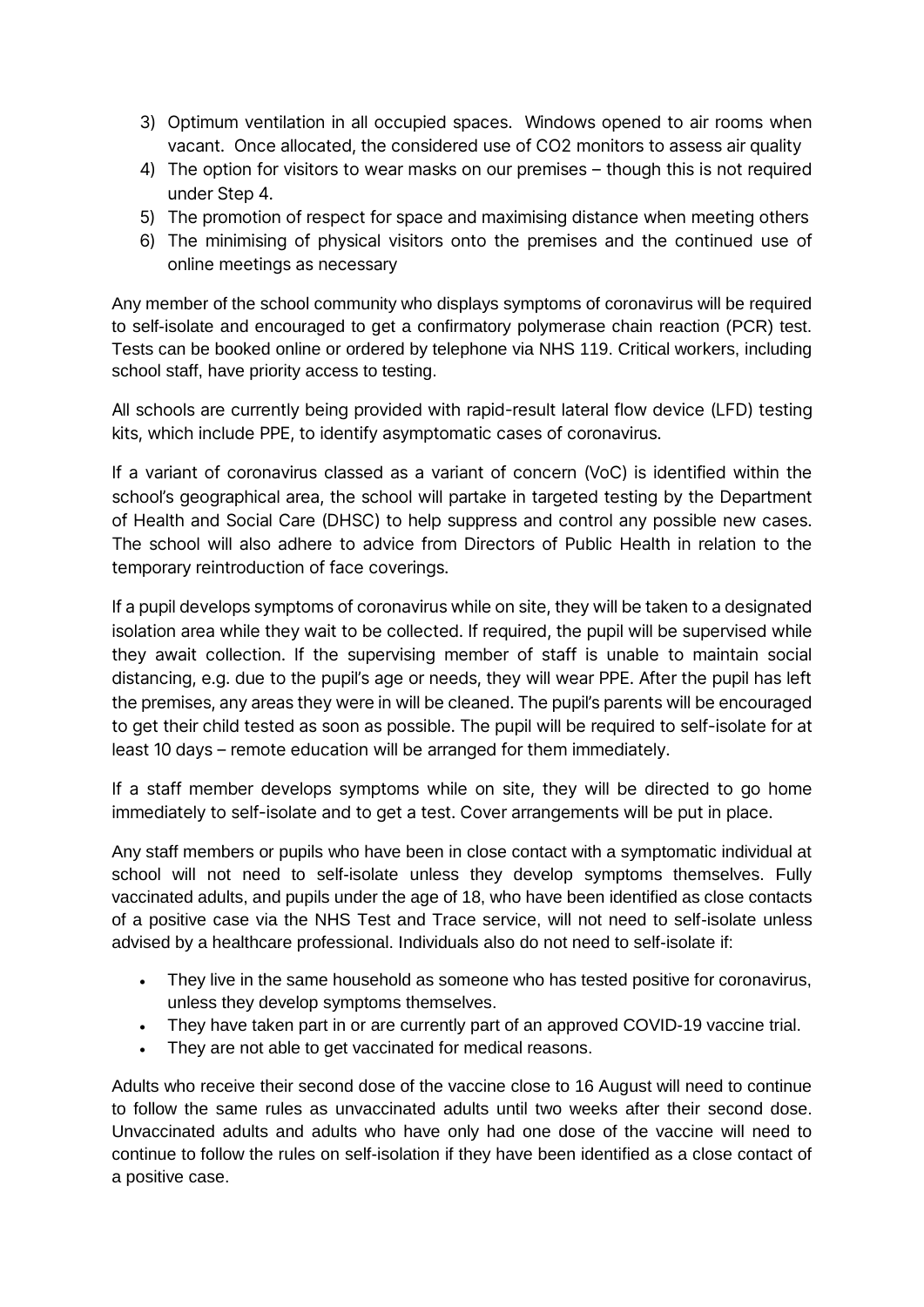3) Optimum ventilation in all occupied spaces. Windows opened to air rooms when vacant. Once allocated, the considered use of $CO_2$ monitors to assess air quality
4) The option for visitors to wear masks on our premises – though this is not required under Step 4.
5) The promotion of respect for space and maximising distance when meeting others
6) The minimising of physical visitors onto the premises and the continued use of online meetings as necessary

Any member of the school community who displays symptoms of coronavirus will be required to self-isolate and encouraged to get a confirmatory polymerase chain reaction (PCR) test. Tests can be booked online or ordered by telephone via NHS 119. Critical workers, including school staff, have priority access to testing.

All schools are currently being provided with rapid-result lateral flow device (LFD) testing kits, which include PPE, to identify asymptomatic cases of coronavirus.

If a variant of coronavirus classed as a variant of concern (VoC) is identified within the school's geographical area, the school will partake in targeted testing by the Department of Health and Social Care (DHSC) to help suppress and control any possible new cases. The school will also adhere to advice from Directors of Public Health in relation to the temporary reintroduction of face coverings.

If a pupil develops symptoms of coronavirus while on site, they will be taken to a designated isolation area while they wait to be collected. If required, the pupil will be supervised while they await collection. If the supervising member of staff is unable to maintain social distancing, e.g. due to the pupil's age or needs, they will wear PPE. After the pupil has left the premises, any areas they were in will be cleaned. The pupil's parents will be encouraged to get their child tested as soon as possible. The pupil will be required to self-isolate for at least 10 days – remote education will be arranged for them immediately.

If a staff member develops symptoms while on site, they will be directed to go home immediately to self-isolate and to get a test. Cover arrangements will be put in place.

Any staff members or pupils who have been in close contact with a symptomatic individual at school will not need to self-isolate unless they develop symptoms themselves. Fully vaccinated adults, and pupils under the age of 18, who have been identified as close contacts of a positive case via the NHS Test and Trace service, will not need to self-isolate unless advised by a healthcare professional. Individuals also do not need to self-isolate if:

- They live in the same household as someone who has tested positive for coronavirus, unless they develop symptoms themselves.
- They have taken part in or are currently part of an approved COVID-19 vaccine trial.
- They are not able to get vaccinated for medical reasons.

Adults who receive their second dose of the vaccine close to 16 August will need to continue to follow the same rules as unvaccinated adults until two weeks after their second dose. Unvaccinated adults and adults who have only had one dose of the vaccine will need to continue to follow the rules on self-isolation if they have been identified as a close contact of a positive case.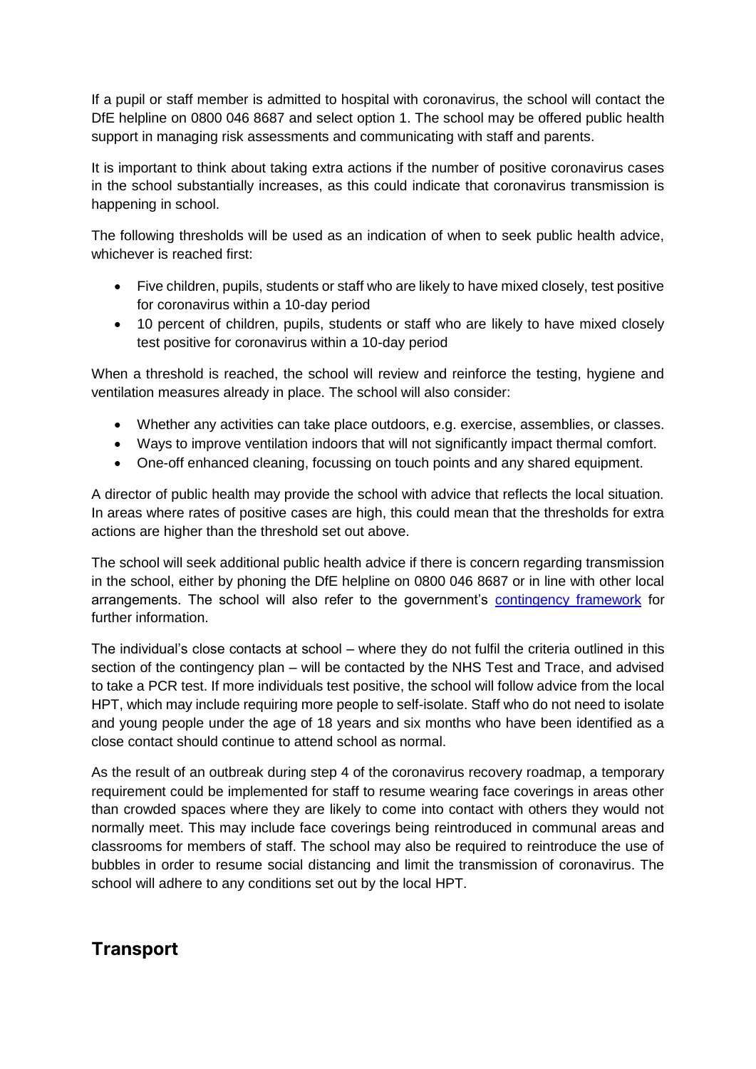If a pupil or staff member is admitted to hospital with coronavirus, the school will contact the DfE helpline on 0800 046 8687 and select option 1. The school may be offered public health support in managing risk assessments and communicating with staff and parents.

It is important to think about taking extra actions if the number of positive coronavirus cases in the school substantially increases, as this could indicate that coronavirus transmission is happening in school.

The following thresholds will be used as an indication of when to seek public health advice, whichever is reached first:

- Five children, pupils, students or staff who are likely to have mixed closely, test positive for coronavirus within a 10-day period
- 10 percent of children, pupils, students or staff who are likely to have mixed closely test positive for coronavirus within a 10-day period

When a threshold is reached, the school will review and reinforce the testing, hygiene and ventilation measures already in place. The school will also consider:

- Whether any activities can take place outdoors, e.g. exercise, assemblies, or classes.
- Ways to improve ventilation indoors that will not significantly impact thermal comfort.
- One-off enhanced cleaning, focussing on touch points and any shared equipment.

A director of public health may provide the school with advice that reflects the local situation. In areas where rates of positive cases are high, this could mean that the thresholds for extra actions are higher than the threshold set out above.

The school will seek additional public health advice if there is concern regarding transmission in the school, either by phoning the DfE helpline on 0800 046 8687 or in line with other local arrangements. The school will also refer to the government's [contingency framework] for further information.

The individual's close contacts at school – where they do not fulfil the criteria outlined in this section of the contingency plan – will be contacted by the NHS Test and Trace, and advised to take a PCR test. If more individuals test positive, the school will follow advice from the local HPT, which may include requiring more people to self-isolate. Staff who do not need to isolate and young people under the age of 18 years and six months who have been identified as a close contact should continue to attend school as normal.

As the result of an outbreak during step 4 of the coronavirus recovery roadmap, a temporary requirement could be implemented for staff to resume wearing face coverings in areas other than crowded spaces where they are likely to come into contact with others they would not normally meet. This may include face coverings being reintroduced in communal areas and classrooms for members of staff. The school may also be required to reintroduce the use of bubbles in order to resume social distancing and limit the transmission of coronavirus. The school will adhere to any conditions set out by the local HPT.

## Transport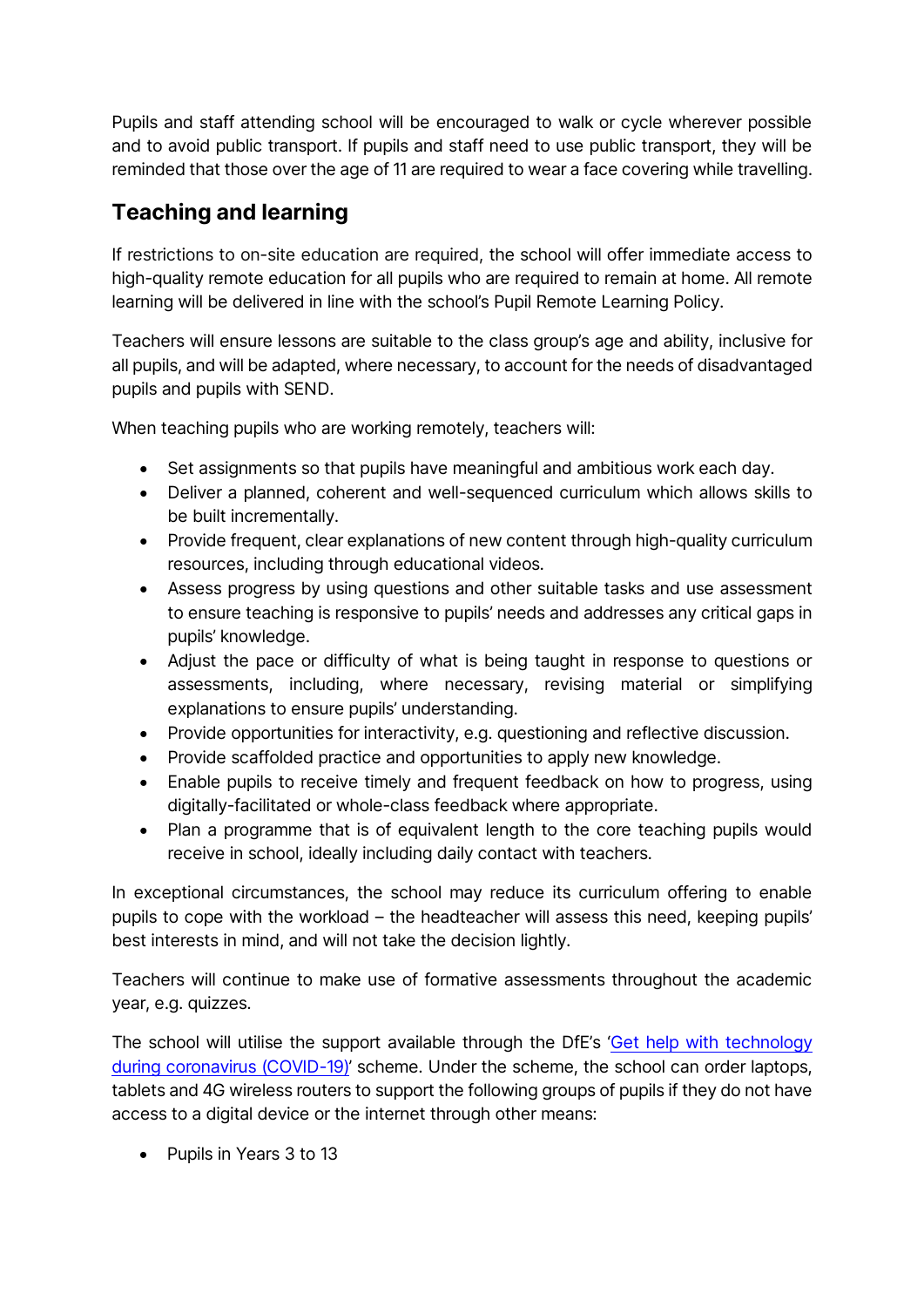Pupils and staff attending school will be encouraged to walk or cycle wherever possible and to avoid public transport. If pupils and staff need to use public transport, they will be reminded that those over the age of 11 are required to wear a face covering while travelling.

## Teaching and learning

If restrictions to on-site education are required, the school will offer immediate access to high-quality remote education for all pupils who are required to remain at home. All remote learning will be delivered in line with the school's Pupil Remote Learning Policy.

Teachers will ensure lessons are suitable to the class group's age and ability, inclusive for all pupils, and will be adapted, where necessary, to account for the needs of disadvantaged pupils and pupils with SEND.

When teaching pupils who are working remotely, teachers will:

- Set assignments so that pupils have meaningful and ambitious work each day.
- Deliver a planned, coherent and well-sequenced curriculum which allows skills to be built incrementally.
- Provide frequent, clear explanations of new content through high-quality curriculum resources, including through educational videos.
- Assess progress by using questions and other suitable tasks and use assessment to ensure teaching is responsive to pupils' needs and addresses any critical gaps in pupils' knowledge.
- Adjust the pace or difficulty of what is being taught in response to questions or assessments, including, where necessary, revising material or simplifying explanations to ensure pupils' understanding.
- Provide opportunities for interactivity, e.g. questioning and reflective discussion.
- Provide scaffolded practice and opportunities to apply new knowledge.
- Enable pupils to receive timely and frequent feedback on how to progress, using digitally-facilitated or whole-class feedback where appropriate.
- Plan a programme that is of equivalent length to the core teaching pupils would receive in school, ideally including daily contact with teachers.

In exceptional circumstances, the school may reduce its curriculum offering to enable pupils to cope with the workload – the headteacher will assess this need, keeping pupils' best interests in mind, and will not take the decision lightly.

Teachers will continue to make use of formative assessments throughout the academic year, e.g. quizzes.

The school will utilise the support available through the DfE's 'Get help with technology during coronavirus (COVID-19)' scheme. Under the scheme, the school can order laptops, tablets and 4G wireless routers to support the following groups of pupils if they do not have access to a digital device or the internet through other means:

- Pupils in Years 3 to 13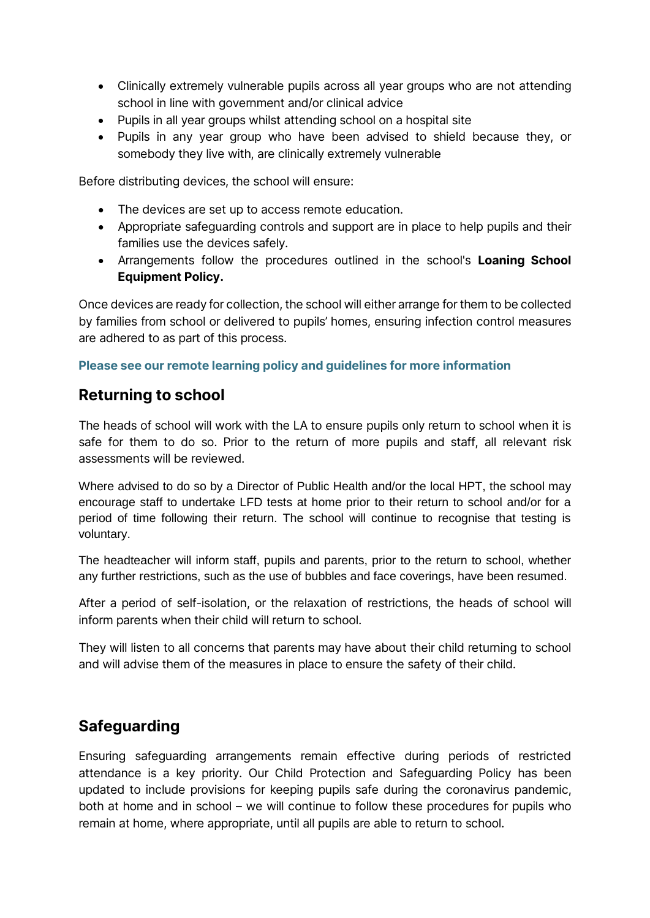- Clinically extremely vulnerable pupils across all year groups who are not attending school in line with government and/or clinical advice
- Pupils in all year groups whilst attending school on a hospital site
- Pupils in any year group who have been advised to shield because they, or somebody they live with, are clinically extremely vulnerable

Before distributing devices, the school will ensure:

- The devices are set up to access remote education.
- Appropriate safeguarding controls and support are in place to help pupils and their families use the devices safely.
- Arrangements follow the procedures outlined in the school's **Loaning School Equipment Policy.**

Once devices are ready for collection, the school will either arrange for them to be collected by families from school or delivered to pupils' homes, ensuring infection control measures are adhered to as part of this process.

**Please see our remote learning policy and guidelines for more information**

## Returning to school

The heads of school will work with the LA to ensure pupils only return to school when it is safe for them to do so. Prior to the return of more pupils and staff, all relevant risk assessments will be reviewed.

Where advised to do so by a Director of Public Health and/or the local HPT, the school may encourage staff to undertake LFD tests at home prior to their return to school and/or for a period of time following their return. The school will continue to recognise that testing is voluntary.

The headteacher will inform staff, pupils and parents, prior to the return to school, whether any further restrictions, such as the use of bubbles and face coverings, have been resumed.

After a period of self-isolation, or the relaxation of restrictions, the heads of school will inform parents when their child will return to school.

They will listen to all concerns that parents may have about their child returning to school and will advise them of the measures in place to ensure the safety of their child.

## Safeguarding

Ensuring safeguarding arrangements remain effective during periods of restricted attendance is a key priority. Our Child Protection and Safeguarding Policy has been updated to include provisions for keeping pupils safe during the coronavirus pandemic, both at home and in school – we will continue to follow these procedures for pupils who remain at home, where appropriate, until all pupils are able to return to school.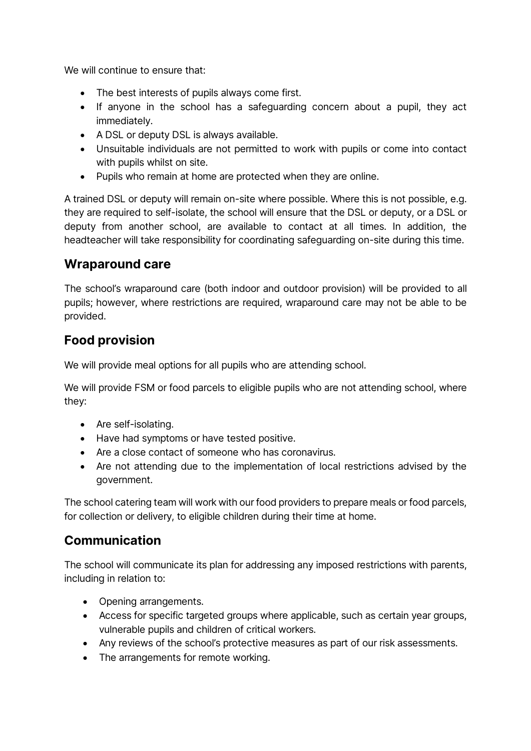We will continue to ensure that:

- The best interests of pupils always come first.
- If anyone in the school has a safeguarding concern about a pupil, they act immediately.
- A DSL or deputy DSL is always available.
- Unsuitable individuals are not permitted to work with pupils or come into contact with pupils whilst on site.
- Pupils who remain at home are protected when they are online.

A trained DSL or deputy will remain on-site where possible. Where this is not possible, e.g. they are required to self-isolate, the school will ensure that the DSL or deputy, or a DSL or deputy from another school, are available to contact at all times. In addition, the headteacher will take responsibility for coordinating safeguarding on-site during this time.

## Wraparound care

The school's wraparound care (both indoor and outdoor provision) will be provided to all pupils; however, where restrictions are required, wraparound care may not be able to be provided.

## Food provision

We will provide meal options for all pupils who are attending school.

We will provide FSM or food parcels to eligible pupils who are not attending school, where they:

- Are self-isolating.
- Have had symptoms or have tested positive.
- Are a close contact of someone who has coronavirus.
- Are not attending due to the implementation of local restrictions advised by the government.

The school catering team will work with our food providers to prepare meals or food parcels, for collection or delivery, to eligible children during their time at home.

## Communication

The school will communicate its plan for addressing any imposed restrictions with parents, including in relation to:

- Opening arrangements.
- Access for specific targeted groups where applicable, such as certain year groups, vulnerable pupils and children of critical workers.
- Any reviews of the school's protective measures as part of our risk assessments.
- The arrangements for remote working.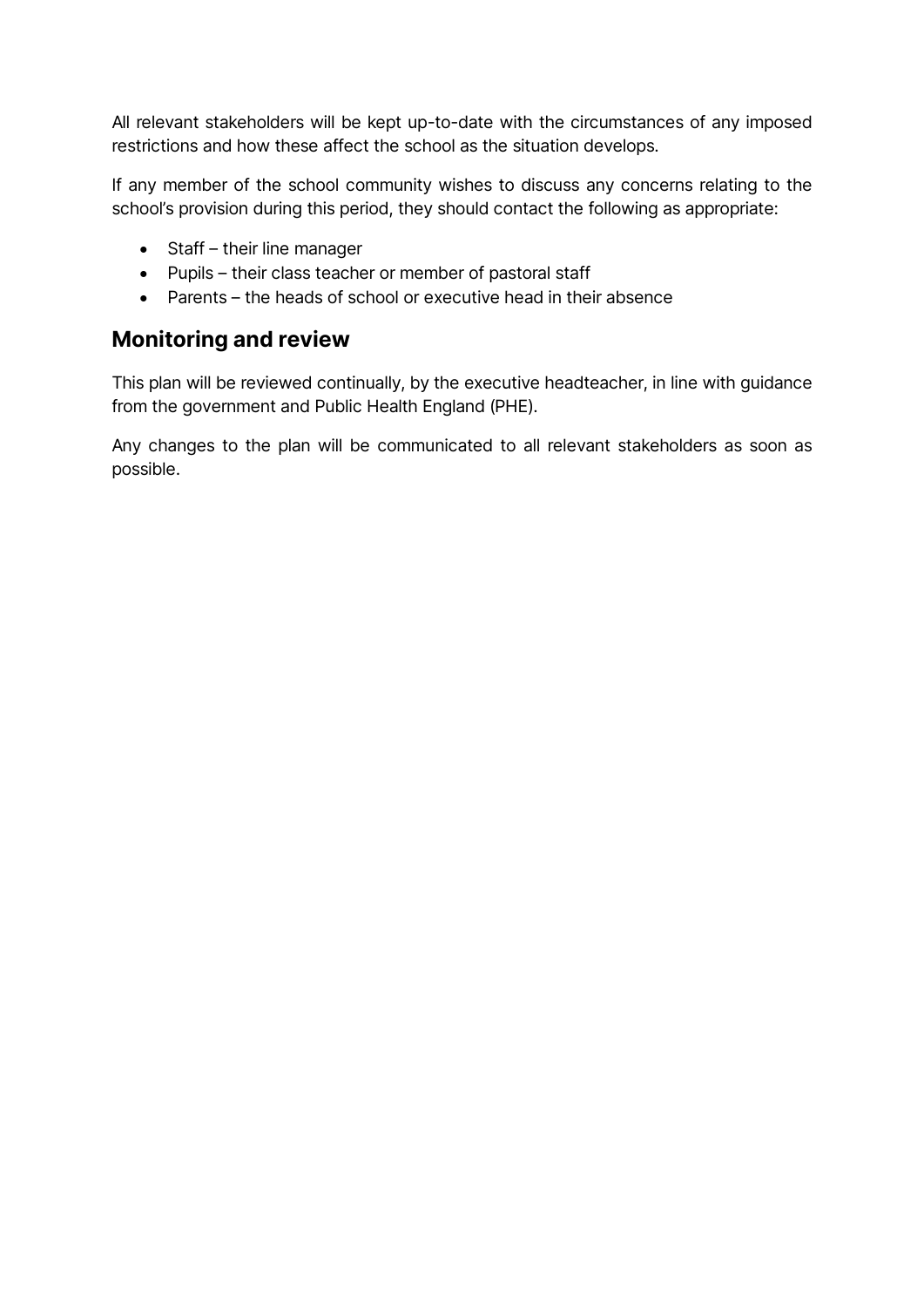All relevant stakeholders will be kept up-to-date with the circumstances of any imposed restrictions and how these affect the school as the situation develops.

If any member of the school community wishes to discuss any concerns relating to the school's provision during this period, they should contact the following as appropriate:

- Staff – their line manager
- Pupils – their class teacher or member of pastoral staff
- Parents – the heads of school or executive head in their absence

## Monitoring and review

This plan will be reviewed continually, by the executive headteacher, in line with guidance from the government and Public Health England (PHE).

Any changes to the plan will be communicated to all relevant stakeholders as soon as possible.